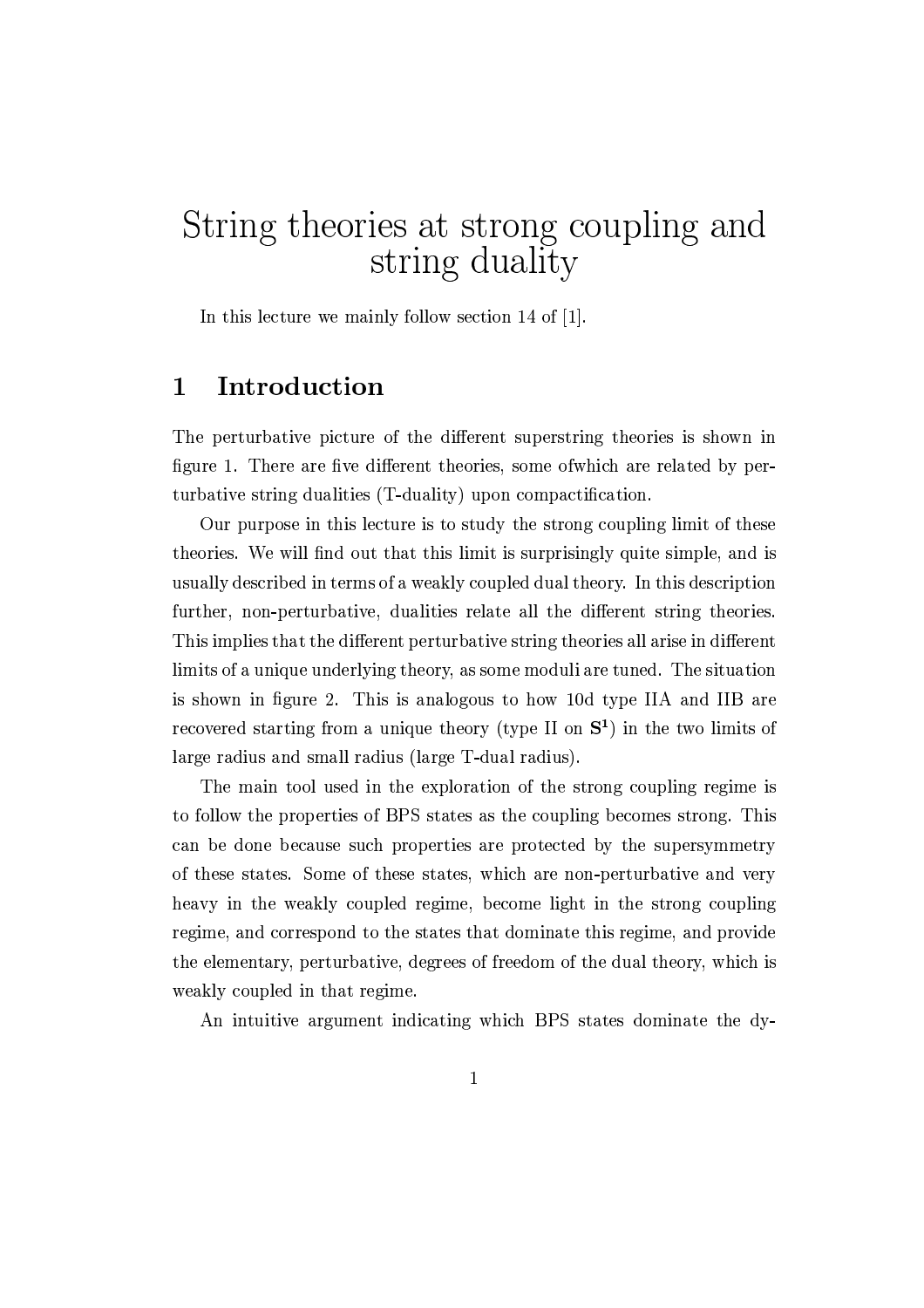# String theories at strong coupling and string duality

In this lecture we mainly follow section 14 of [1].

## 1 Introduction

The perturbative picture of the different superstring theories is shown in figure 1. There are five different theories, some ofwhich are related by perturbative string dualities (T-duality) upon compactification.

Our purpose in this lecture is to study the strong coupling limit of these theories. We will find out that this limit is surprisingly quite simple, and is usually described in terms of a weakly coupled dual theory. In this description further, non-perturbative, dualities relate all the different string theories. This implies that the different perturbative string theories all arise in different limits of a unique underlying theory, as some moduli are tuned. The situation is shown in figure 2. This is analogous to how 10d type IIA and IIB are recovered starting from a unique theory (type II on $\mathbf{S^1}$) in the two limits of large radius and small radius (large T-dual radius).

The main tool used in the exploration of the strong coupling regime is to follow the properties of BPS states as the coupling becomes strong. This can be done because such properties are protected by the supersymmetry of these states. Some of these states, which are non-perturbative and very heavy in the weakly coupled regime, become light in the strong coupling regime, and correspond to the states that dominate this regime, and provide the elementary, perturbative, degrees of freedom of the dual theory, which is weakly coupled in that regime.

An intuitive argument indicating which BPS states dominate the dy-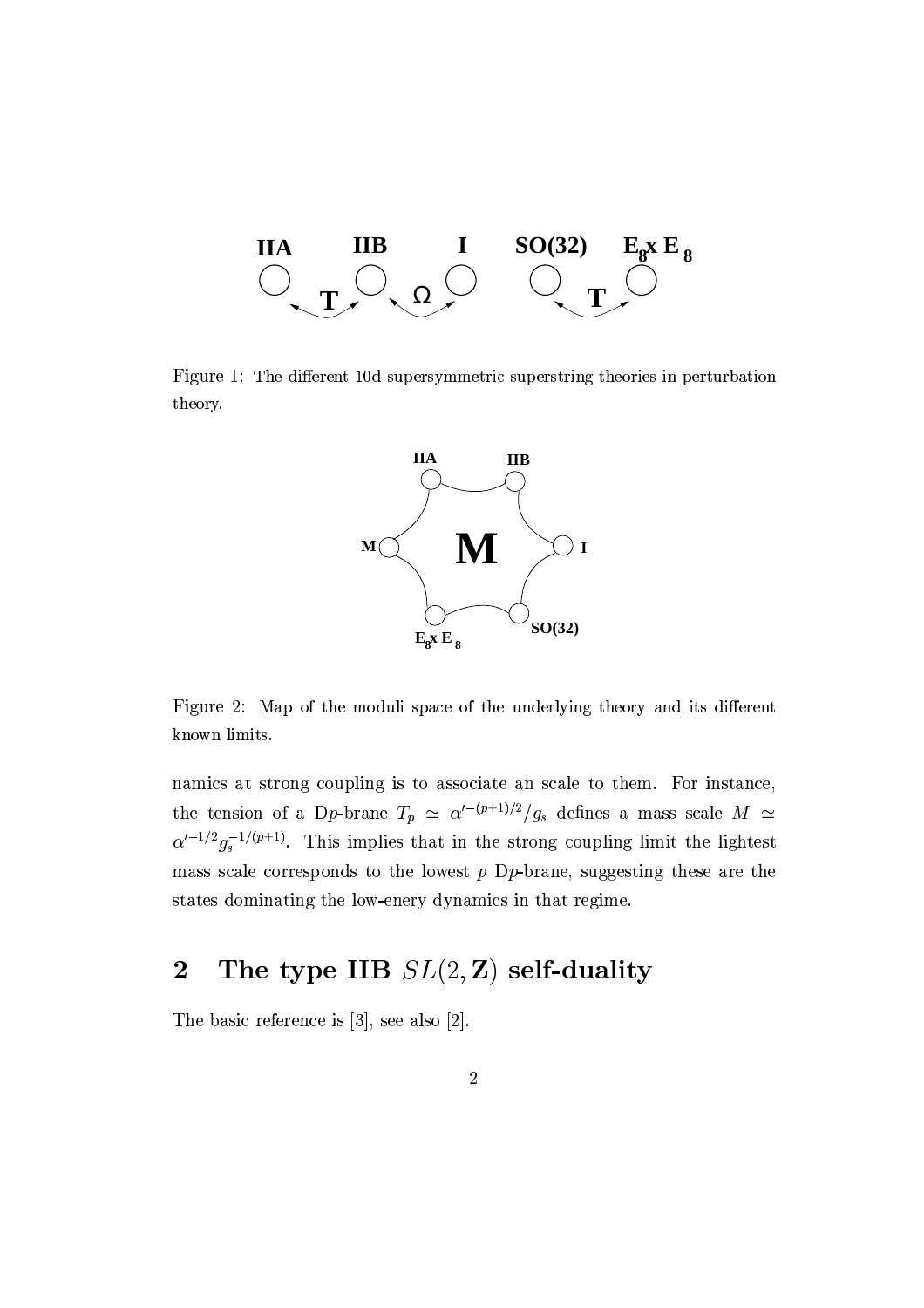Figure 1: The different 10d supersymmetric superstring theories in perturbation theory.

Figure 2: Map of the moduli space of the underlying theory and its different known limits.

namics at strong coupling is to associate an scale to them. For instance, the tension of a D$p$-brane $T_p \simeq \alpha'^{-(p+1)/2}/g_s$ defines a mass scale $M \simeq \alpha'^{-1/2} g_s^{-1/(p+1)}$. This implies that in the strong coupling limit the lightest mass scale corresponds to the lowest $p$ D$p$-brane, suggesting these are the states dominating the low-enery dynamics in that regime.

## 2 The type IIB $SL(2,\mathbf{Z})$ self-duality

The basic reference is [3], see also [2].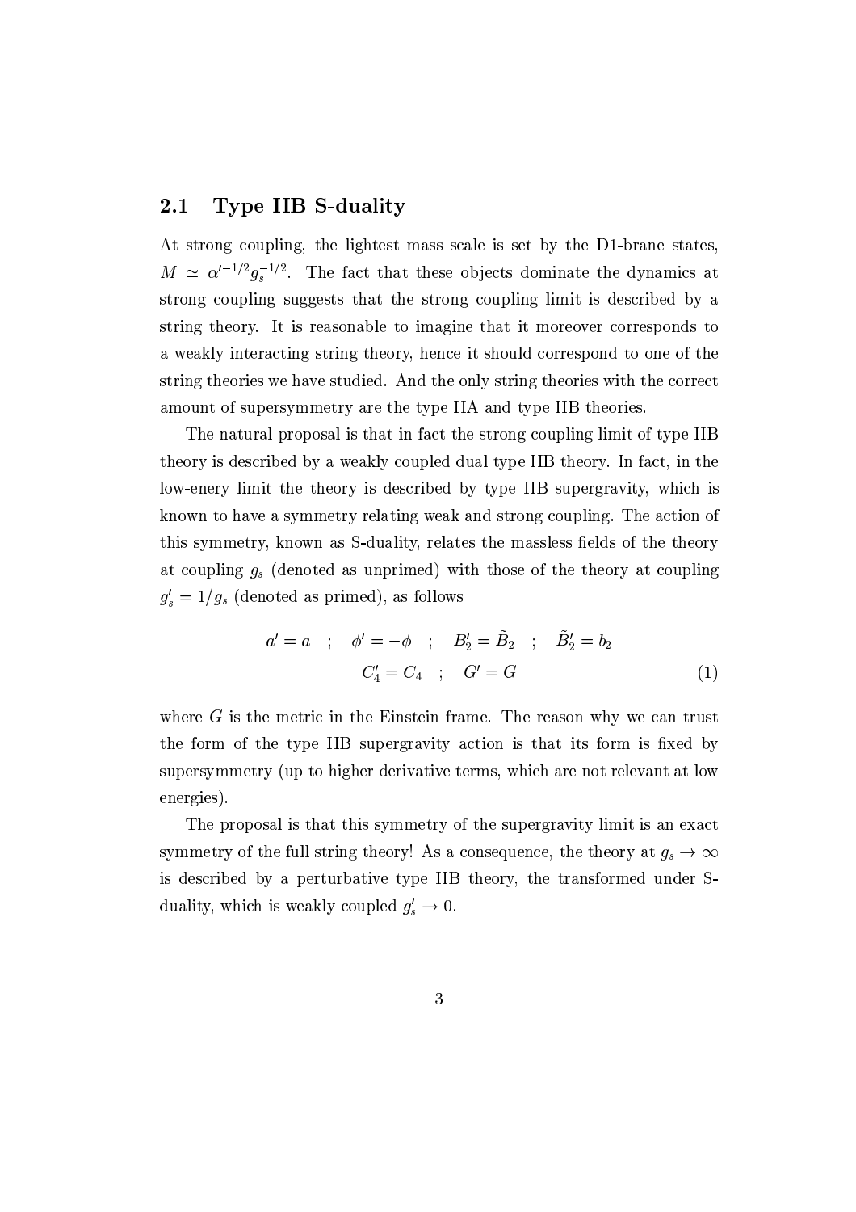## 2.1 Type IIB S-duality

At strong coupling, the lightest mass scale is set by the D1-brane states, $M \simeq \alpha'^{-1/2} g_s^{-1/2}$. The fact that these objects dominate the dynamics at strong coupling suggests that the strong coupling limit is described by a string theory. It is reasonable to imagine that it moreover corresponds to a weakly interacting string theory, hence it should correspond to one of the string theories we have studied. And the only string theories with the correct amount of supersymmetry are the type IIA and type IIB theories.

The natural proposal is that in fact the strong coupling limit of type IIB theory is described by a weakly coupled dual type IIB theory. In fact, in the low-enery limit the theory is described by type IIB supergravity, which is known to have a symmetry relating weak and strong coupling. The action of this symmetry, known as S-duality, relates the massless fields of the theory at coupling $g_s$ (denoted as unprimed) with those of the theory at coupling $g_s' = 1/g_s$ (denoted as primed), as follows

$$
\begin{gathered}
a' = a \quad ; \quad \phi' = -\phi \quad ; \quad B_2' = \tilde{B}_2 \quad ; \quad \tilde{B}_2' = b_2 \\
C_4' = C_4 \quad ; \quad G' = G
\end{gathered}
\tag{1}
$$

where $G$ is the metric in the Einstein frame. The reason why we can trust the form of the type IIB supergravity action is that its form is fixed by supersymmetry (up to higher derivative terms, which are not relevant at low energies).

The proposal is that this symmetry of the supergravity limit is an exact symmetry of the full string theory! As a consequence, the theory at $g_s \to \infty$ is described by a perturbative type IIB theory, the transformed under S-duality, which is weakly coupled $g_s' \to 0$.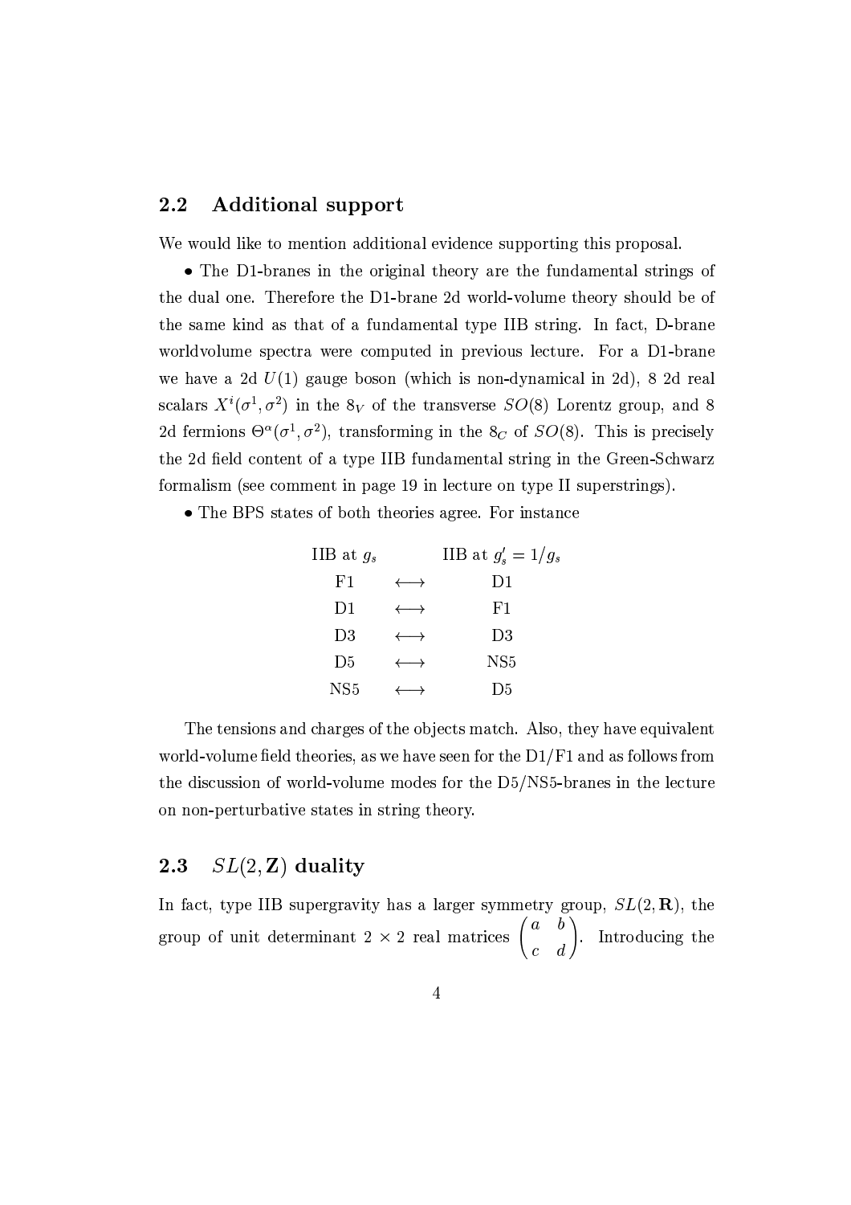### 2.2 Additional support

We would like to mention additional evidence supporting this proposal.

• The D1-branes in the original theory are the fundamental strings of the dual one. Therefore the D1-brane 2d world-volume theory should be of the same kind as that of a fundamental type IIB string. In fact, D-brane worldvolume spectra were computed in previous lecture. For a D1-brane we have a 2d $U(1)$ gauge boson (which is non-dynamical in 2d), 8 2d real scalars $X^i(\sigma^1, \sigma^2)$ in the $8_V$ of the transverse $SO(8)$ Lorentz group, and 8 2d fermions $\Theta^\alpha(\sigma^1, \sigma^2)$, transforming in the $8_C$ of $SO(8)$. This is precisely the 2d field content of a type IIB fundamental string in the Green-Schwarz formalism (see comment in page 19 in lecture on type II superstrings).

• The BPS states of both theories agree. For instance

| IIB at $g_s$ | | IIB at $g_s' = 1/g_s$ |
|---|---|---|
| F1 | $\longleftrightarrow$ | D1 |
| D1 | $\longleftrightarrow$ | F1 |
| D3 | $\longleftrightarrow$ | D3 |
| D5 | $\longleftrightarrow$ | NS5 |
| NS5 | $\longleftrightarrow$ | D5 |

The tensions and charges of the objects match. Also, they have equivalent world-volume field theories, as we have seen for the D1/F1 and as follows from the discussion of world-volume modes for the D5/NS5-branes in the lecture on non-perturbative states in string theory.

### 2.3 $SL(2, \mathbf{Z})$ duality

In fact, type IIB supergravity has a larger symmetry group, $SL(2, \mathbf{R})$, the group of unit determinant $2 \times 2$ real matrices $\begin{pmatrix} a & b \\ c & d \end{pmatrix}$. Introducing the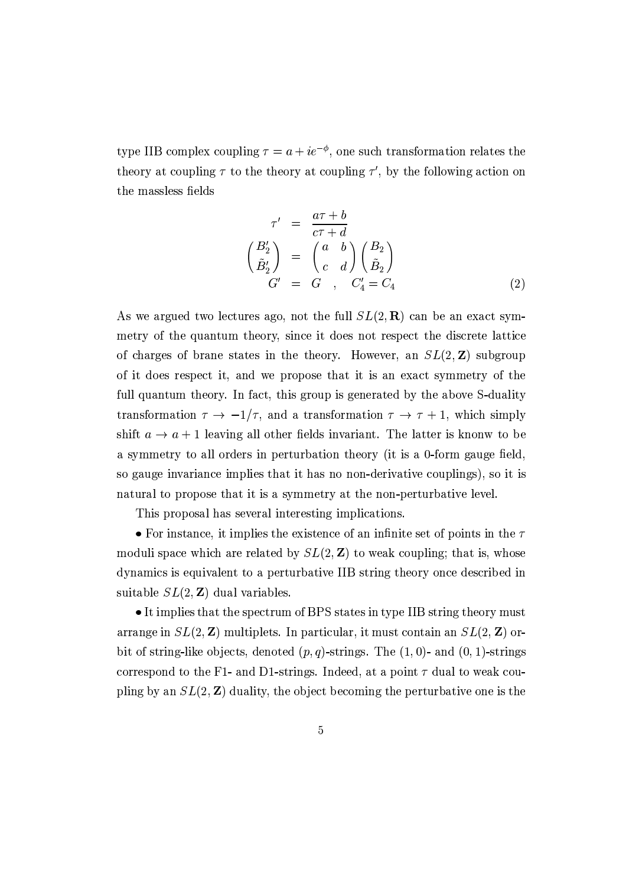type IIB complex coupling $\tau = a + ie^{-\phi}$, one such transformation relates the theory at coupling $\tau$ to the theory at coupling $\tau'$, by the following action on the massless fields

$$
\begin{aligned}
\tau' &= \frac{a\tau + b}{c\tau + d} \\
\begin{pmatrix} B_2' \\ \tilde{B}_2' \end{pmatrix} &= \begin{pmatrix} a & b \\ c & d \end{pmatrix} \begin{pmatrix} B_2 \\ \tilde{B}_2 \end{pmatrix} \\
G' &= G \quad , \quad C_4' = C_4
\end{aligned}
\tag{2}
$$

As we argued two lectures ago, not the full $SL(2, \mathbf{R})$ can be an exact symmetry of the quantum theory, since it does not respect the discrete lattice of charges of brane states in the theory. However, an $SL(2, \mathbf{Z})$ subgroup of it does respect it, and we propose that it is an exact symmetry of the full quantum theory. In fact, this group is generated by the above S-duality transformation $\tau \to -1/\tau$, and a transformation $\tau \to \tau + 1$, which simply shift $a \to a + 1$ leaving all other fields invariant. The latter is knonw to be a symmetry to all orders in perturbation theory (it is a 0-form gauge field, so gauge invariance implies that it has no non-derivative couplings), so it is natural to propose that it is a symmetry at the non-perturbative level.

This proposal has several interesting implications.

• For instance, it implies the existence of an infinite set of points in the $\tau$ moduli space which are related by $SL(2, \mathbf{Z})$ to weak coupling; that is, whose dynamics is equivalent to a perturbative IIB string theory once described in suitable $SL(2, \mathbf{Z})$ dual variables.

• It implies that the spectrum of BPS states in type IIB string theory must arrange in $SL(2, \mathbf{Z})$ multiplets. In particular, it must contain an $SL(2, \mathbf{Z})$ orbit of string-like objects, denoted $(p, q)$-strings. The $(1, 0)$- and $(0, 1)$-strings correspond to the F1- and D1-strings. Indeed, at a point $\tau$ dual to weak coupling by an $SL(2, \mathbf{Z})$ duality, the object becoming the perturbative one is the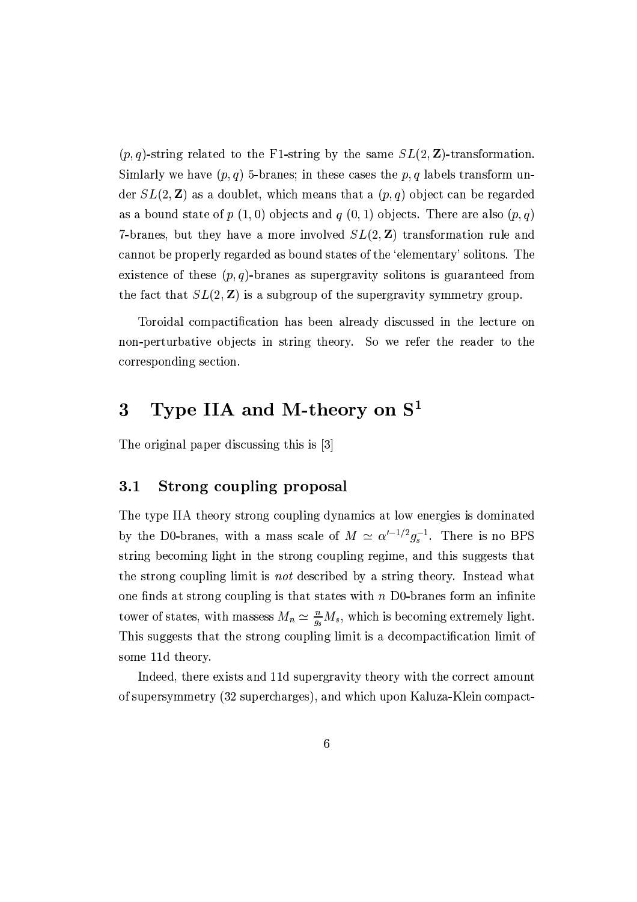$(p,q)$-string related to the F1-string by the same $SL(2,\mathbf{Z})$-transformation. Simlarly we have $(p,q)$ 5-branes; in these cases the $p,q$ labels transform under $SL(2,\mathbf{Z})$ as a doublet, which means that a $(p,q)$ object can be regarded as a bound state of $p$ $(1,0)$ objects and $q$ $(0,1)$ objects. There are also $(p,q)$ 7-branes, but they have a more involved $SL(2,\mathbf{Z})$ transformation rule and cannot be properly regarded as bound states of the 'elementary' solitons. The existence of these $(p,q)$-branes as supergravity solitons is guaranteed from the fact that $SL(2,\mathbf{Z})$ is a subgroup of the supergravity symmetry group.

Toroidal compactification has been already discussed in the lecture on non-perturbative objects in string theory. So we refer the reader to the corresponding section.

# 3 Type IIA and M-theory on $\mathbf{S}^1$

The original paper discussing this is [3]

## 3.1 Strong coupling proposal

The type IIA theory strong coupling dynamics at low energies is dominated by the D0-branes, with a mass scale of $M \simeq \alpha'^{-1/2} g_s^{-1}$. There is no BPS string becoming light in the strong coupling regime, and this suggests that the strong coupling limit is *not* described by a string theory. Instead what one finds at strong coupling is that states with $n$ D0-branes form an infinite tower of states, with massess $M_n \simeq \frac{n}{g_s} M_s$, which is becoming extremely light. This suggests that the strong coupling limit is a decompactification limit of some 11d theory.

Indeed, there exists and 11d supergravity theory with the correct amount of supersymmetry (32 supercharges), and which upon Kaluza-Klein compact-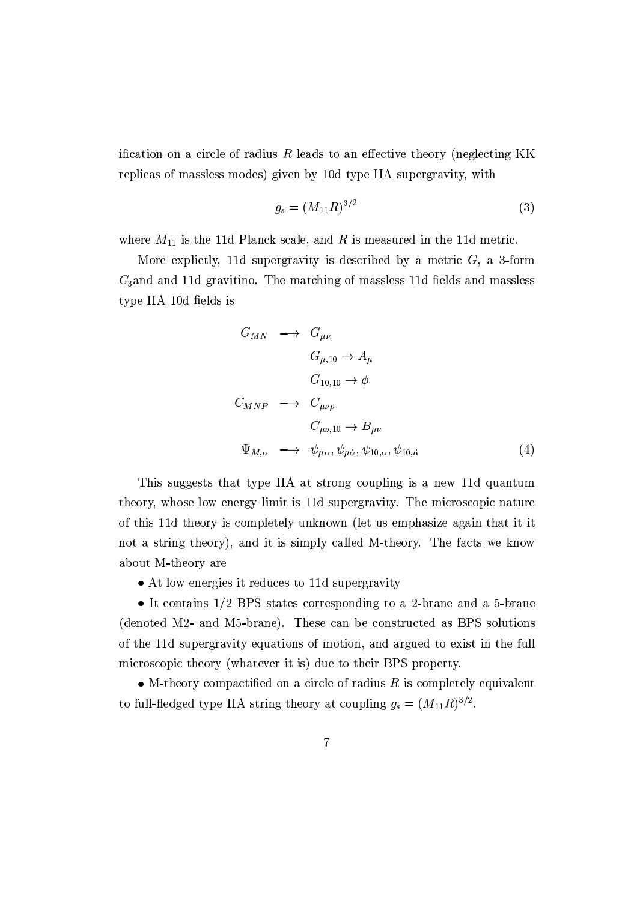ification on a circle of radius $R$ leads to an effective theory (neglecting KK replicas of massless modes) given by 10d type IIA supergravity, with

$$g_s = (M_{11}R)^{3/2} \tag{3}$$

where $M_{11}$ is the 11d Planck scale, and $R$ is measured in the 11d metric.

More explictly, 11d supergravity is described by a metric $G$, a 3-form $C_3$and and 11d gravitino. The matching of massless 11d fields and massless type IIA 10d fields is

$$\begin{array}{rcl} G_{MN} & \longrightarrow & G_{\mu\nu} \\ & & G_{\mu,10} \to A_\mu \\ & & G_{10,10} \to \phi \\ C_{MNP} & \longrightarrow & C_{\mu\nu\rho} \\ & & C_{\mu\nu,10} \to B_{\mu\nu} \\ \Psi_{M,\alpha} & \longrightarrow & \psi_{\mu\alpha}, \psi_{\mu\dot{\alpha}}, \psi_{10,\alpha}, \psi_{10,\dot{\alpha}} \end{array} \tag{4}$$

This suggests that type IIA at strong coupling is a new 11d quantum theory, whose low energy limit is 11d supergravity. The microscopic nature of this 11d theory is completely unknown (let us emphasize again that it it not a string theory), and it is simply called M-theory. The facts we know about M-theory are

• At low energies it reduces to 11d supergravity

• It contains 1/2 BPS states corresponding to a 2-brane and a 5-brane (denoted M2- and M5-brane). These can be constructed as BPS solutions of the 11d supergravity equations of motion, and argued to exist in the full microscopic theory (whatever it is) due to their BPS property.

• M-theory compactified on a circle of radius $R$ is completely equivalent to full-fledged type IIA string theory at coupling $g_s = (M_{11}R)^{3/2}$.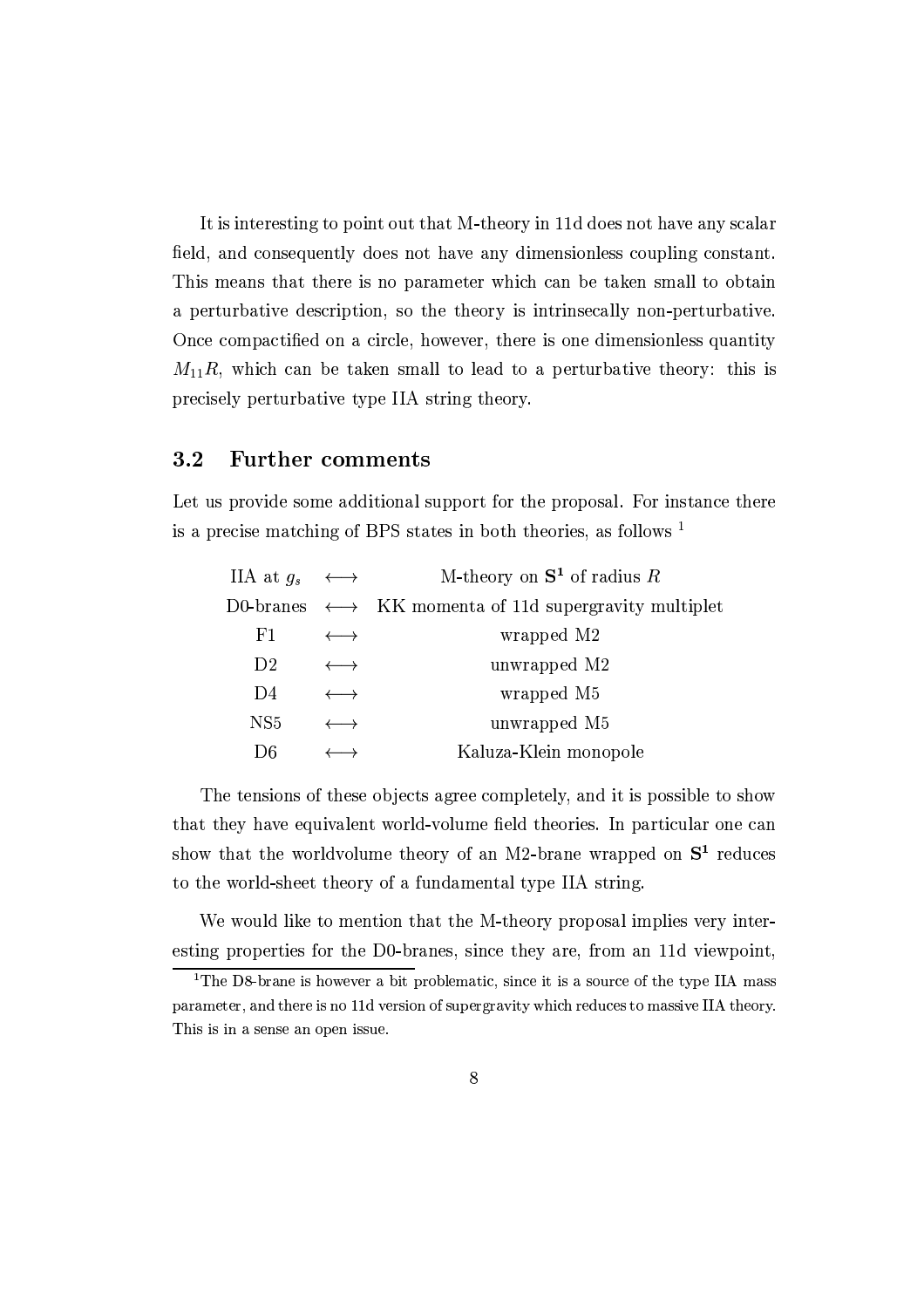It is interesting to point out that M-theory in 11d does not have any scalar field, and consequently does not have any dimensionless coupling constant. This means that there is no parameter which can be taken small to obtain a perturbative description, so the theory is intrinsecally non-perturbative. Once compactified on a circle, however, there is one dimensionless quantity $M_{11}R$, which can be taken small to lead to a perturbative theory: this is precisely perturbative type IIA string theory.

## 3.2 Further comments

Let us provide some additional support for the proposal. For instance there is a precise matching of BPS states in both theories, as follows [1]

| | | |
|---|---|---|
| IIA at $g_s$ | $\longleftrightarrow$ | M-theory on $\mathbf{S^1}$ of radius $R$ |
| D0-branes | $\longleftrightarrow$ | KK momenta of 11d supergravity multiplet |
| F1 | $\longleftrightarrow$ | wrapped M2 |
| D2 | $\longleftrightarrow$ | unwrapped M2 |
| D4 | $\longleftrightarrow$ | wrapped M5 |
| NS5 | $\longleftrightarrow$ | unwrapped M5 |
| D6 | $\longleftrightarrow$ | Kaluza-Klein monopole |

The tensions of these objects agree completely, and it is possible to show that they have equivalent world-volume field theories. In particular one can show that the worldvolume theory of an M2-brane wrapped on $\mathbf{S^1}$ reduces to the world-sheet theory of a fundamental type IIA string.

We would like to mention that the M-theory proposal implies very interesting properties for the D0-branes, since they are, from an 11d viewpoint,

[1] The D8-brane is however a bit problematic, since it is a source of the type IIA mass parameter, and there is no 11d version of supergravity which reduces to massive IIA theory. This is in a sense an open issue.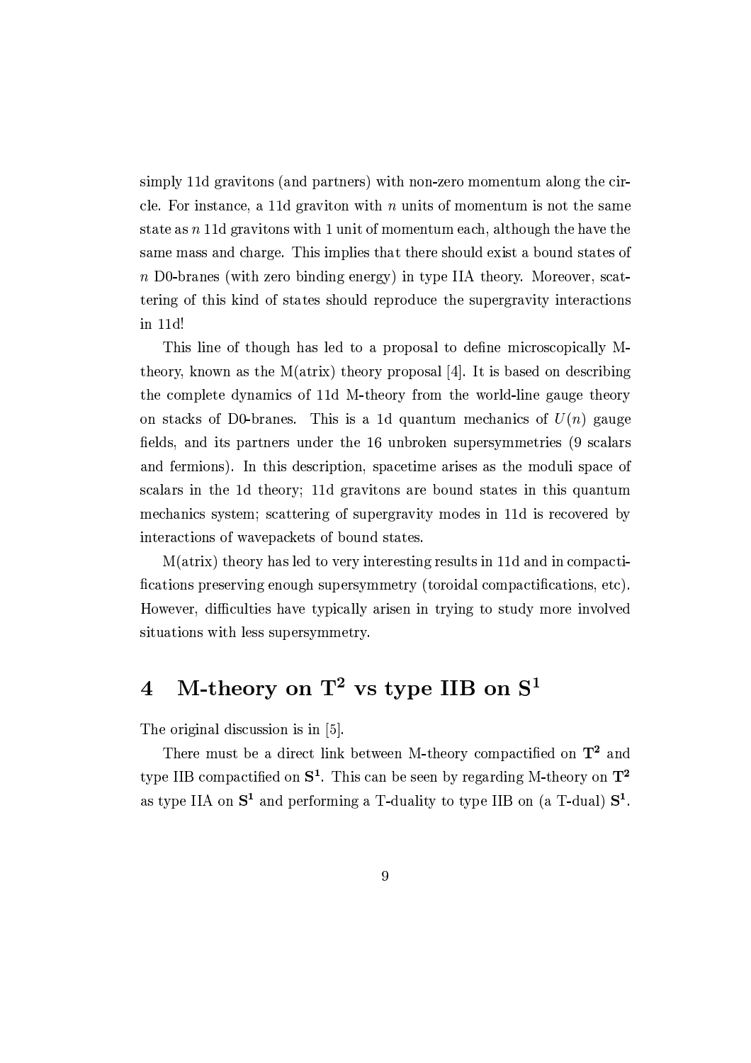simply 11d gravitons (and partners) with non-zero momentum along the circle. For instance, a 11d graviton with $n$ units of momentum is not the same state as $n$ 11d gravitons with 1 unit of momentum each, although the have the same mass and charge. This implies that there should exist a bound states of $n$ D0-branes (with zero binding energy) in type IIA theory. Moreover, scattering of this kind of states should reproduce the supergravity interactions in 11d!

This line of though has led to a proposal to define microscopically M-theory, known as the M(atrix) theory proposal [4]. It is based on describing the complete dynamics of 11d M-theory from the world-line gauge theory on stacks of D0-branes. This is a 1d quantum mechanics of $U(n)$ gauge fields, and its partners under the 16 unbroken supersymmetries (9 scalars and fermions). In this description, spacetime arises as the moduli space of scalars in the 1d theory; 11d gravitons are bound states in this quantum mechanics system; scattering of supergravity modes in 11d is recovered by interactions of wavepackets of bound states.

M(atrix) theory has led to very interesting results in 11d and in compactifications preserving enough supersymmetry (toroidal compactifications, etc). However, difficulties have typically arisen in trying to study more involved situations with less supersymmetry.

# 4 M-theory on $\mathbf{T^2}$ vs type IIB on $\mathbf{S^1}$

The original discussion is in [5].

There must be a direct link between M-theory compactified on $\mathbf{T^2}$ and type IIB compactified on $\mathbf{S^1}$. This can be seen by regarding M-theory on $\mathbf{T^2}$ as type IIA on $\mathbf{S^1}$ and performing a T-duality to type IIB on (a T-dual) $\mathbf{S^1}$.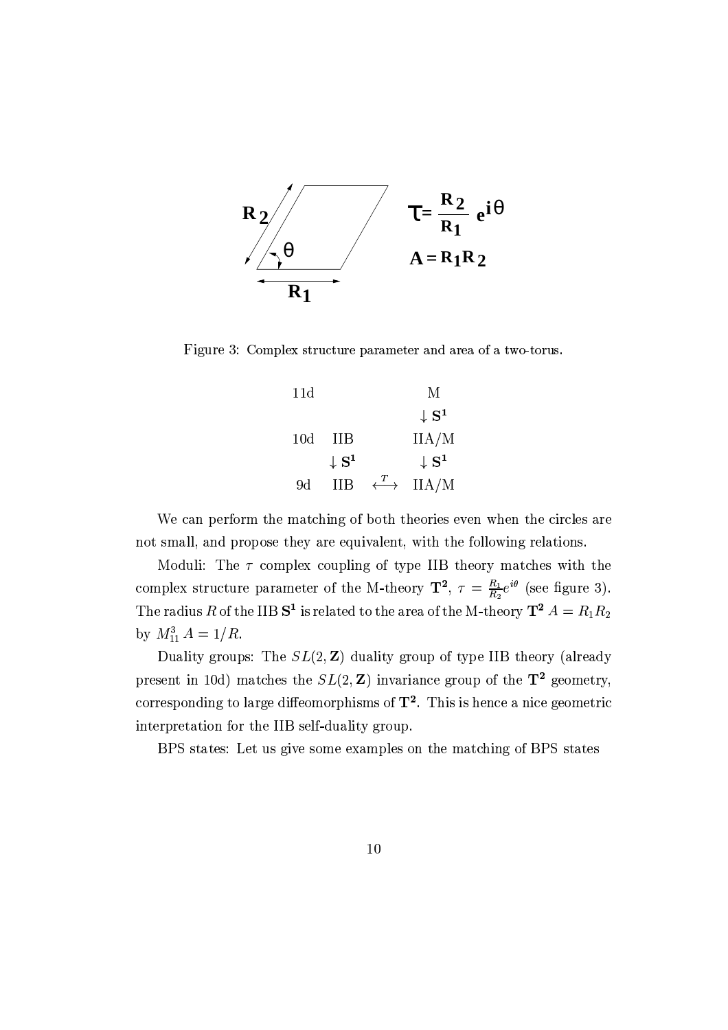Figure 3: Complex structure parameter and area of a two-torus.

|  |  |  |  |
|---|---|---|---|
| 11d |  |  | M |
|  |  |  | $\downarrow \mathbf{S^1}$ |
| 10d | IIB |  | IIA/M |
|  | $\downarrow \mathbf{S^1}$ |  | $\downarrow \mathbf{S^1}$ |
| 9d | IIB | $\stackrel{T}{\longleftrightarrow}$ | IIA/M |

We can perform the matching of both theories even when the circles are not small, and propose they are equivalent, with the following relations.

Moduli: The $\tau$ complex coupling of type IIB theory matches with the complex structure parameter of the M-theory $\mathbf{T^2}$, $\tau = \frac{R_1}{R_2} e^{i\theta}$ (see figure 3). The radius $R$ of the IIB $\mathbf{S^1}$ is related to the area of the M-theory $\mathbf{T^2}$ $A = R_1 R_2$ by $M_{11}^3 \, A = 1/R$.

Duality groups: The $SL(2, \mathbf{Z})$ duality group of type IIB theory (already present in 10d) matches the $SL(2, \mathbf{Z})$ invariance group of the $\mathbf{T^2}$ geometry, corresponding to large diffeomorphisms of $\mathbf{T^2}$. This is hence a nice geometric interpretation for the IIB self-duality group.

BPS states: Let us give some examples on the matching of BPS states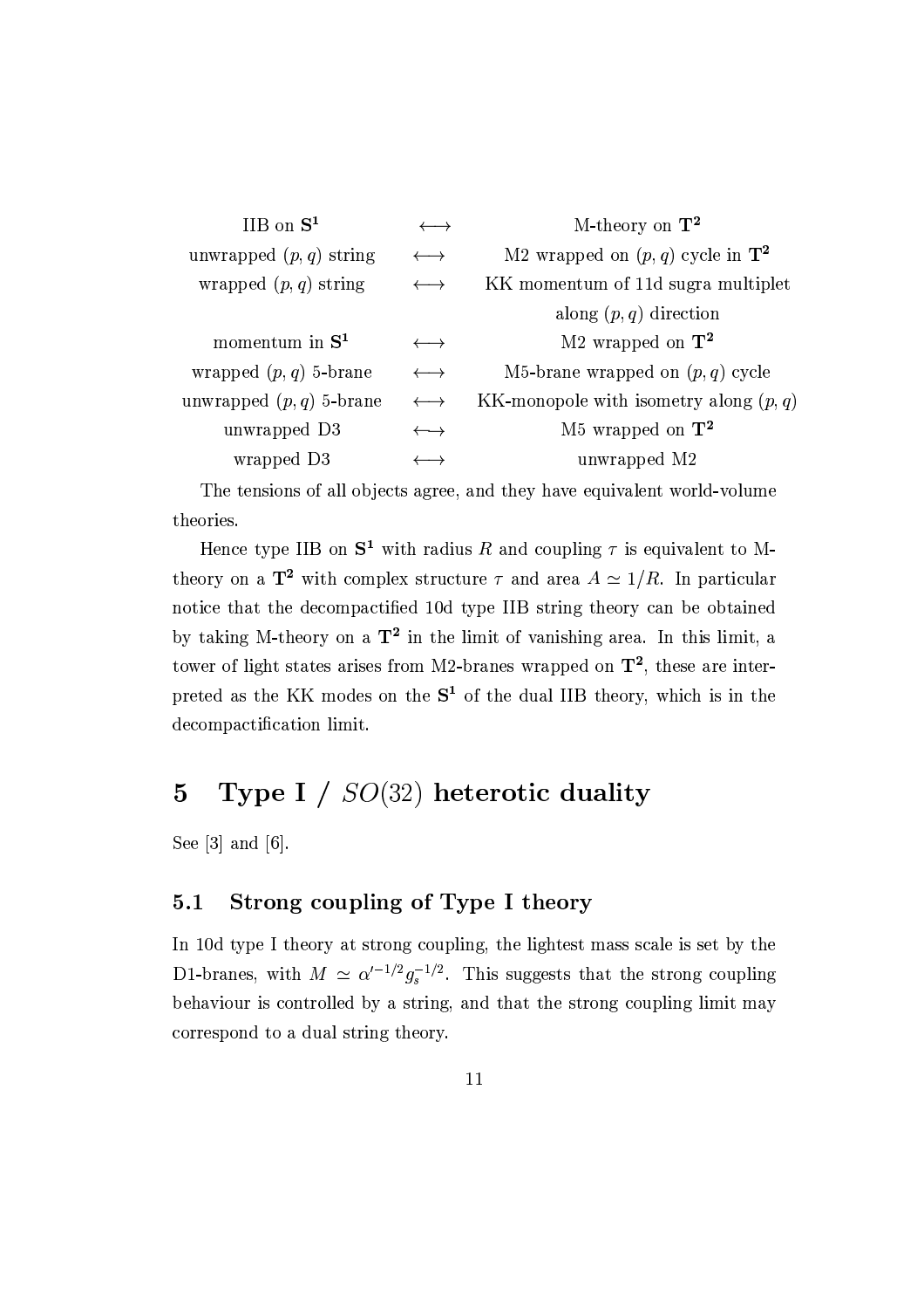| IIB on $\mathbf{S^1}$ | $\longleftrightarrow$ | M-theory on $\mathbf{T^2}$ |
|---|---|---|
| unwrapped $(p,q)$ string | $\longleftrightarrow$ | M2 wrapped on $(p,q)$ cycle in $\mathbf{T^2}$ |
| wrapped $(p,q)$ string | $\longleftrightarrow$ | KK momentum of 11d sugra multiplet along $(p,q)$ direction |
| momentum in $\mathbf{S^1}$ | $\longleftrightarrow$ | M2 wrapped on $\mathbf{T^2}$ |
| wrapped $(p,q)$ 5-brane | $\longleftrightarrow$ | M5-brane wrapped on $(p,q)$ cycle |
| unwrapped $(p,q)$ 5-brane | $\longleftrightarrow$ | KK-monopole with isometry along $(p,q)$ |
| unwrapped D3 | $\longleftrightarrow$ | M5 wrapped on $\mathbf{T^2}$ |
| wrapped D3 | $\longleftrightarrow$ | unwrapped M2 |

The tensions of all objects agree, and they have equivalent world-volume theories.

Hence type IIB on $\mathbf{S^1}$ with radius $R$ and coupling $\tau$ is equivalent to M-theory on a $\mathbf{T^2}$ with complex structure $\tau$ and area $A \simeq 1/R$. In particular notice that the decompactified 10d type IIB string theory can be obtained by taking M-theory on a $\mathbf{T^2}$ in the limit of vanishing area. In this limit, a tower of light states arises from M2-branes wrapped on $\mathbf{T^2}$, these are interpreted as the KK modes on the $\mathbf{S^1}$ of the dual IIB theory, which is in the decompactification limit.

# 5 Type I / $SO(32)$ heterotic duality

See [3] and [6].

## 5.1 Strong coupling of Type I theory

In 10d type I theory at strong coupling, the lightest mass scale is set by the D1-branes, with $M \simeq \alpha'^{-1/2} g_s^{-1/2}$. This suggests that the strong coupling behaviour is controlled by a string, and that the strong coupling limit may correspond to a dual string theory.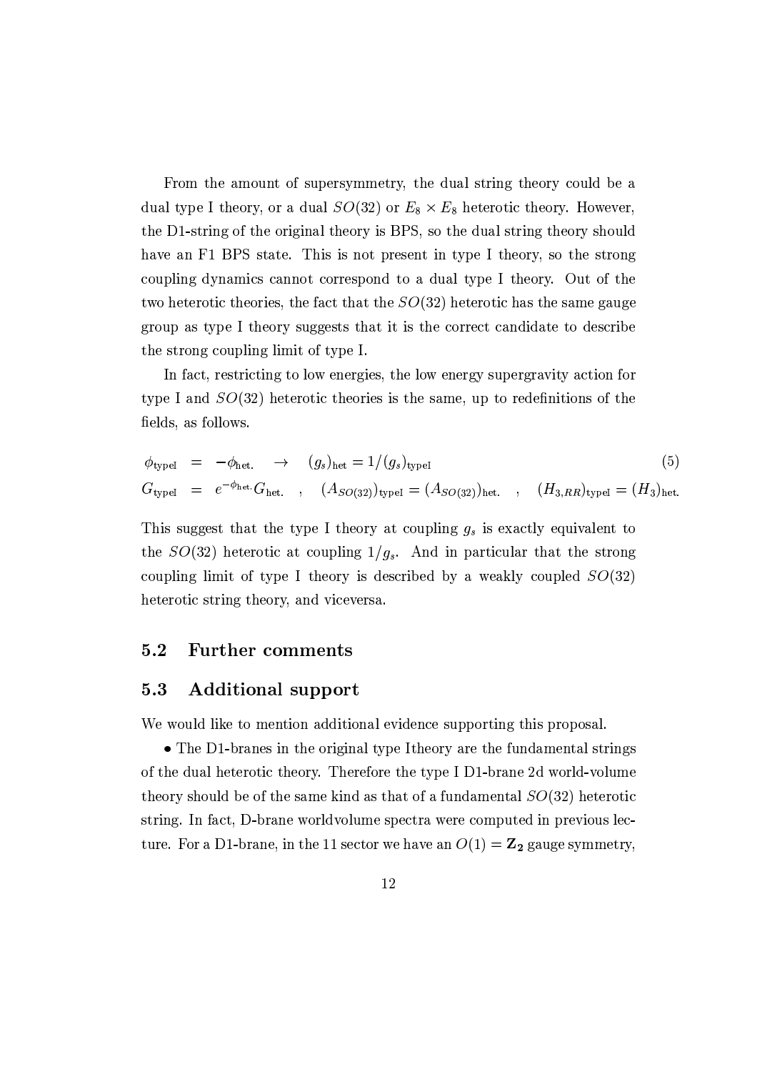From the amount of supersymmetry, the dual string theory could be a dual type I theory, or a dual $SO(32)$ or $E_8 \times E_8$ heterotic theory. However, the D1-string of the original theory is BPS, so the dual string theory should have an F1 BPS state. This is not present in type I theory, so the strong coupling dynamics cannot correspond to a dual type I theory. Out of the two heterotic theories, the fact that the $SO(32)$ heterotic has the same gauge group as type I theory suggests that it is the correct candidate to describe the strong coupling limit of type I.

In fact, restricting to low energies, the low energy supergravity action for type I and $SO(32)$ heterotic theories is the same, up to redefinitions of the fields, as follows.

$$
\begin{aligned}
\phi_{\text{typeI}} &= -\phi_{\text{het.}} \quad \rightarrow \quad (g_s)_{\text{het}} = 1/(g_s)_{\text{typeI}} \qquad (5) \\
G_{\text{typeI}} &= e^{-\phi_{\text{het.}}} G_{\text{het.}} \quad , \quad (A_{SO(32)})_{\text{typeI}} = (A_{SO(32)})_{\text{het.}} \quad , \quad (H_{3,RR})_{\text{typeI}} = (H_3)_{\text{het.}}
\end{aligned}
$$

This suggest that the type I theory at coupling $g_s$ is exactly equivalent to the $SO(32)$ heterotic at coupling $1/g_s$. And in particular that the strong coupling limit of type I theory is described by a weakly coupled $SO(32)$ heterotic string theory, and viceversa.

## 5.2 Further comments

## 5.3 Additional support

We would like to mention additional evidence supporting this proposal.

• The D1-branes in the original type Itheory are the fundamental strings of the dual heterotic theory. Therefore the type I D1-brane 2d world-volume theory should be of the same kind as that of a fundamental $SO(32)$ heterotic string. In fact, D-brane worldvolume spectra were computed in previous lecture. For a D1-brane, in the 11 sector we have an $O(1) = \mathbf{Z_2}$ gauge symmetry,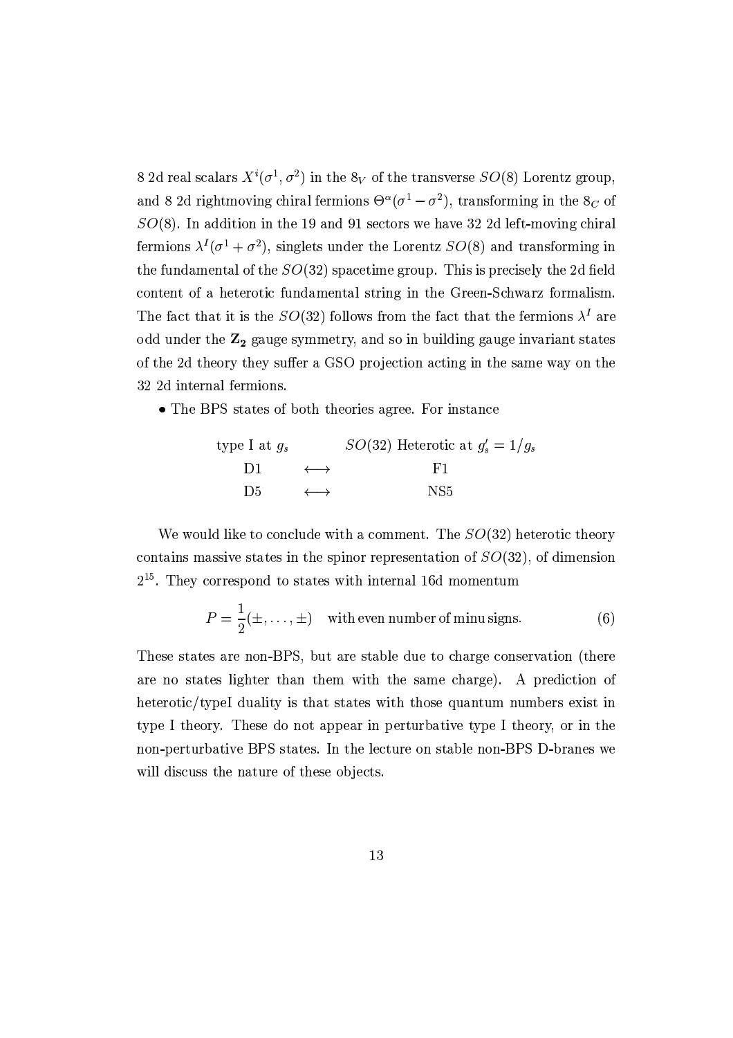8 2d real scalars $X^i(\sigma^1, \sigma^2)$ in the $8_V$ of the transverse $SO(8)$ Lorentz group, and 8 2d rightmoving chiral fermions $\Theta^\alpha(\sigma^1 - \sigma^2)$, transforming in the $8_C$ of $SO(8)$. In addition in the 19 and 91 sectors we have 32 2d left-moving chiral fermions $\lambda^I(\sigma^1 + \sigma^2)$, singlets under the Lorentz $SO(8)$ and transforming in the fundamental of the $SO(32)$ spacetime group. This is precisely the 2d field content of a heterotic fundamental string in the Green-Schwarz formalism. The fact that it is the $SO(32)$ follows from the fact that the fermions $\lambda^I$ are odd under the $\mathbf{Z_2}$ gauge symmetry, and so in building gauge invariant states of the 2d theory they suffer a GSO projection acting in the same way on the 32 2d internal fermions.

- The BPS states of both theories agree. For instance

| type I at $g_s$ | | $SO(32)$ Heterotic at $g_s' = 1/g_s$ |
|---|---|---|
| D1 | $\longleftrightarrow$ | F1 |
| D5 | $\longleftrightarrow$ | NS5 |

We would like to conclude with a comment. The $SO(32)$ heterotic theory contains massive states in the spinor representation of $SO(32)$, of dimension $2^{15}$. They correspond to states with internal 16d momentum

$$P = \frac{1}{2}(\pm, \ldots, \pm) \quad \text{with even number of minu signs.} \tag{6}$$

These states are non-BPS, but are stable due to charge conservation (there are no states lighter than them with the same charge). A prediction of heterotic/typeI duality is that states with those quantum numbers exist in type I theory. These do not appear in perturbative type I theory, or in the non-perturbative BPS states. In the lecture on stable non-BPS D-branes we will discuss the nature of these objects.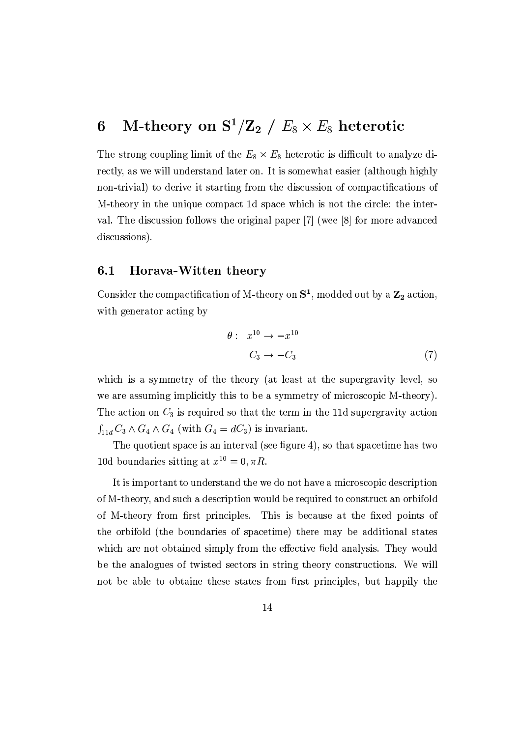# 6 M-theory on $\mathbf{S^1/Z_2}$ / $E_8 \times E_8$ heterotic

The strong coupling limit of the $E_8 \times E_8$ heterotic is difficult to analyze directly, as we will understand later on. It is somewhat easier (although highly non-trivial) to derive it starting from the discussion of compactifications of M-theory in the unique compact 1d space which is not the circle: the interval. The discussion follows the original paper [7] (wee [8] for more advanced discussions).

## 6.1 Horava-Witten theory

Consider the compactification of M-theory on $\mathbf{S^1}$, modded out by a $\mathbf{Z_2}$ action, with generator acting by

$$\begin{aligned} \theta: \quad x^{10} &\to -x^{10} \\ C_3 &\to -C_3 \end{aligned} \tag{7}$$

which is a symmetry of the theory (at least at the supergravity level, so we are assuming implicitly this to be a symmetry of microscopic M-theory). The action on $C_3$ is required so that the term in the 11d supergravity action $\int_{11d} C_3 \wedge G_4 \wedge G_4$ (with $G_4 = dC_3$) is invariant.

The quotient space is an interval (see figure 4), so that spacetime has two 10d boundaries sitting at $x^{10} = 0, \pi R$.

It is important to understand the we do not have a microscopic description of M-theory, and such a description would be required to construct an orbifold of M-theory from first principles. This is because at the fixed points of the orbifold (the boundaries of spacetime) there may be additional states which are not obtained simply from the effective field analysis. They would be the analogues of twisted sectors in string theory constructions. We will not be able to obtaine these states from first principles, but happily the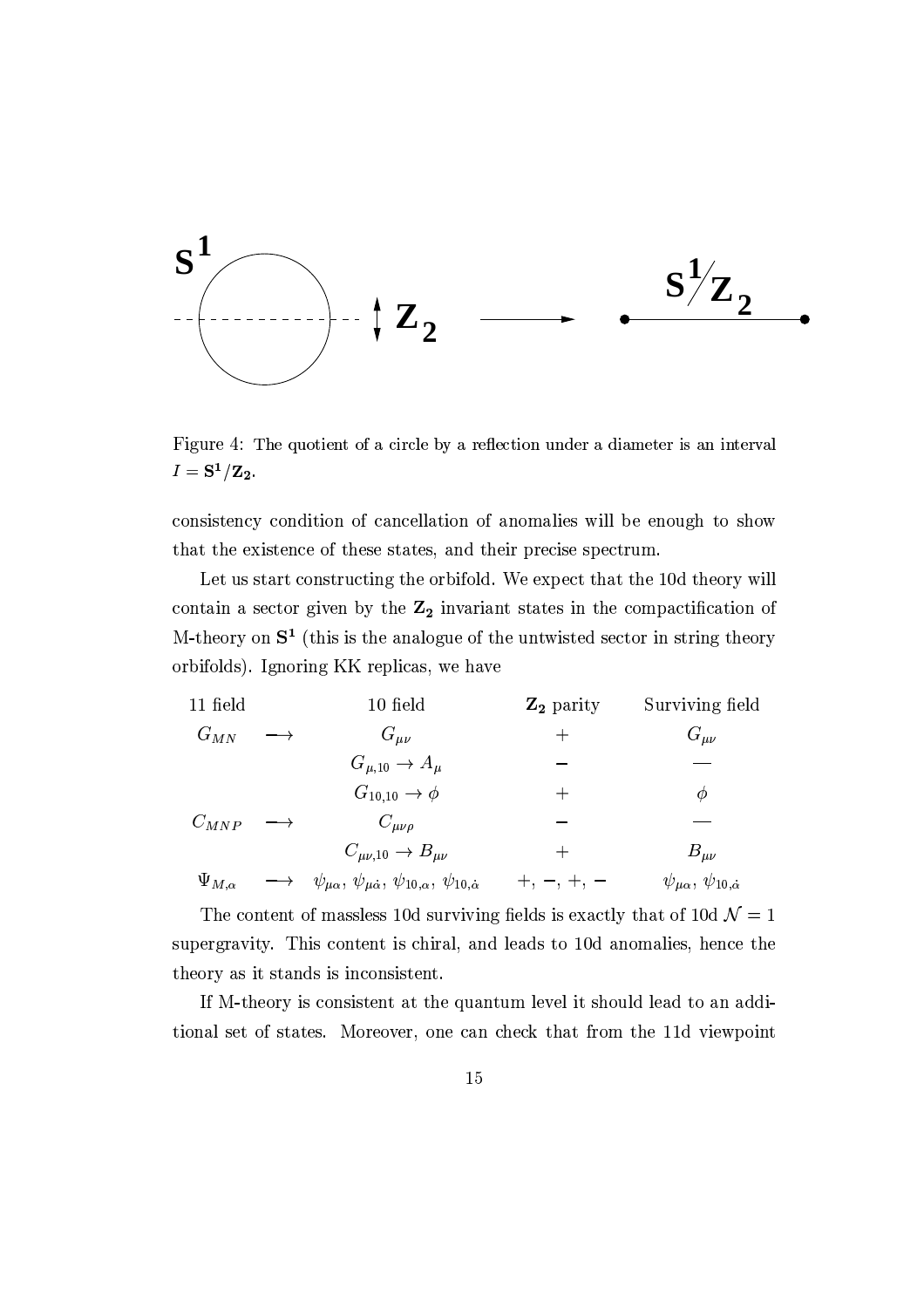Figure 4: The quotient of a circle by a reflection under a diameter is an interval $I = \mathbf{S^1}/\mathbf{Z_2}$.

consistency condition of cancellation of anomalies will be enough to show that the existence of these states, and their precise spectrum.

Let us start constructing the orbifold. We expect that the 10d theory will contain a sector given by the $\mathbf{Z_2}$ invariant states in the compactification of M-theory on $\mathbf{S^1}$ (this is the analogue of the untwisted sector in string theory orbifolds). Ignoring KK replicas, we have

| 11 field | | 10 field | $\mathbf{Z_2}$ parity | Surviving field |
|---|---|---|---|---|
| $G_{MN}$ | $\longrightarrow$ | $G_{\mu\nu}$ | $+$ | $G_{\mu\nu}$ |
| | | $G_{\mu,10} \to A_\mu$ | $-$ | — |
| | | $G_{10,10} \to \phi$ | $+$ | $\phi$ |
| $C_{MNP}$ | $\longrightarrow$ | $C_{\mu\nu\rho}$ | $-$ | — |
| | | $C_{\mu\nu,10} \to B_{\mu\nu}$ | $+$ | $B_{\mu\nu}$ |
| $\Psi_{M,\alpha}$ | $\longrightarrow$ | $\psi_{\mu\alpha},\ \psi_{\mu\dot{\alpha}},\ \psi_{10,\alpha},\ \psi_{10,\dot{\alpha}}$ | $+, -, +, -$ | $\psi_{\mu\alpha},\ \psi_{10,\dot{\alpha}}$ |

The content of massless 10d surviving fields is exactly that of 10d $\mathcal{N}=1$ supergravity. This content is chiral, and leads to 10d anomalies, hence the theory as it stands is inconsistent.

If M-theory is consistent at the quantum level it should lead to an additional set of states. Moreover, one can check that from the 11d viewpoint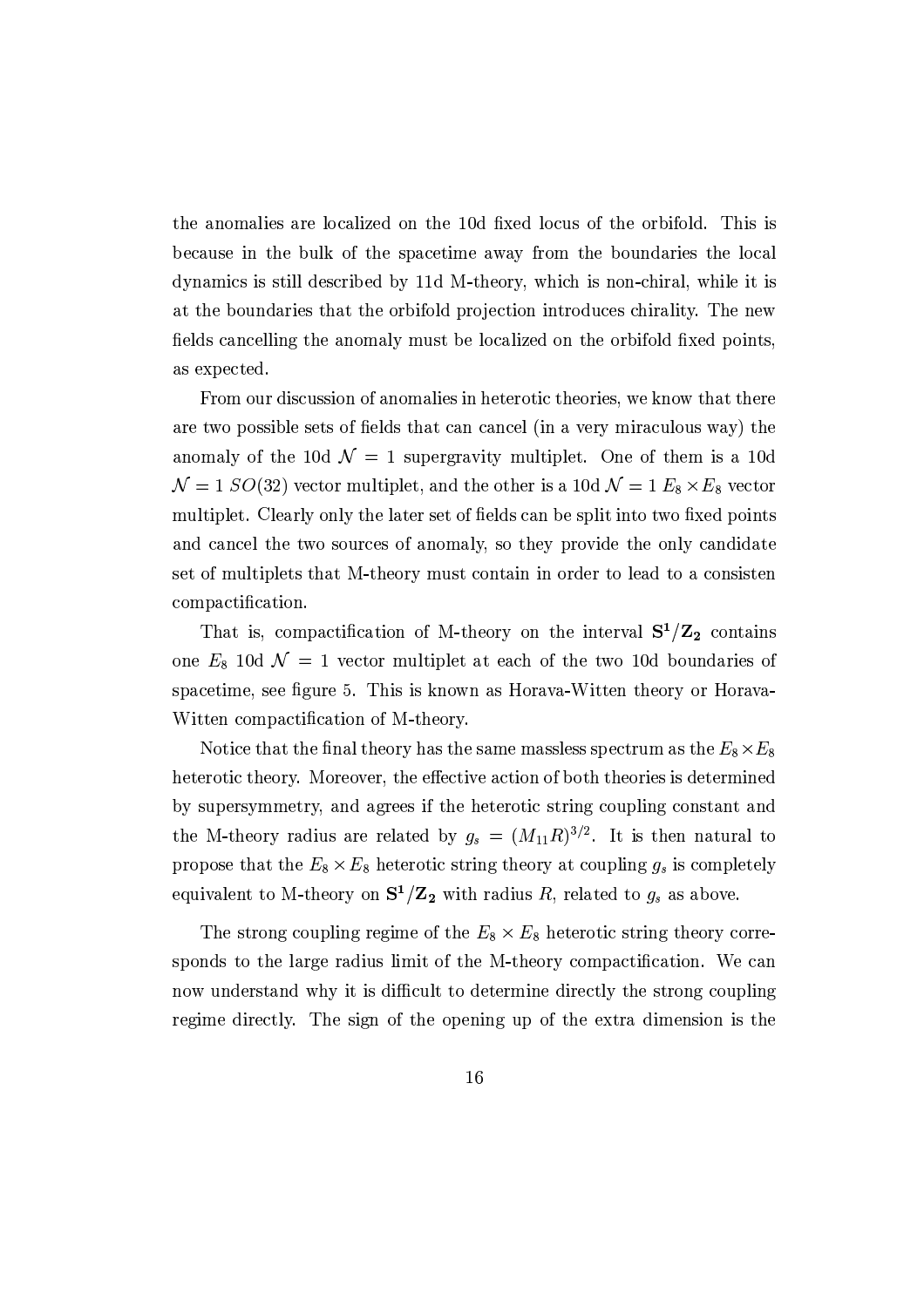the anomalies are localized on the 10d fixed locus of the orbifold. This is because in the bulk of the spacetime away from the boundaries the local dynamics is still described by 11d M-theory, which is non-chiral, while it is at the boundaries that the orbifold projection introduces chirality. The new fields cancelling the anomaly must be localized on the orbifold fixed points, as expected.

From our discussion of anomalies in heterotic theories, we know that there are two possible sets of fields that can cancel (in a very miraculous way) the anomaly of the 10d $\mathcal{N}=1$ supergravity multiplet. One of them is a 10d $\mathcal{N}=1$ $SO(32)$ vector multiplet, and the other is a 10d $\mathcal{N}=1$ $E_8\times E_8$ vector multiplet. Clearly only the later set of fields can be split into two fixed points and cancel the two sources of anomaly, so they provide the only candidate set of multiplets that M-theory must contain in order to lead to a consisten compactification.

That is, compactification of M-theory on the interval $\mathbf{S^1/Z_2}$ contains one $E_8$ 10d $\mathcal{N}=1$ vector multiplet at each of the two 10d boundaries of spacetime, see figure 5. This is known as Horava-Witten theory or Horava-Witten compactification of M-theory.

Notice that the final theory has the same massless spectrum as the $E_8\times E_8$ heterotic theory. Moreover, the effective action of both theories is determined by supersymmetry, and agrees if the heterotic string coupling constant and the M-theory radius are related by $g_s=(M_{11}R)^{3/2}$. It is then natural to propose that the $E_8\times E_8$ heterotic string theory at coupling $g_s$ is completely equivalent to M-theory on $\mathbf{S^1/Z_2}$ with radius $R$, related to $g_s$ as above.

The strong coupling regime of the $E_8\times E_8$ heterotic string theory corresponds to the large radius limit of the M-theory compactification. We can now understand why it is difficult to determine directly the strong coupling regime directly. The sign of the opening up of the extra dimension is the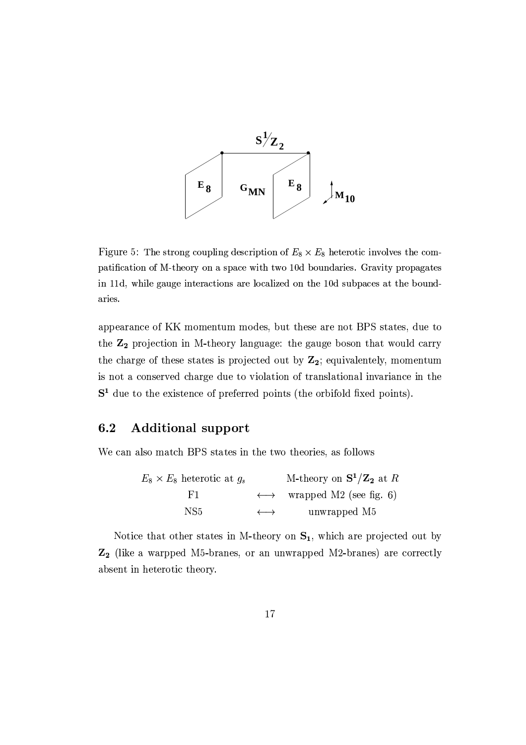Figure 5: The strong coupling description of $E_8 \times E_8$ heterotic involves the compatification of M-theory on a space with two 10d boundaries. Gravity propagates in 11d, while gauge interactions are localized on the 10d subpaces at the boundaries.

appearance of KK momentum modes, but these are not BPS states, due to the $\mathbf{Z_2}$ projection in M-theory language: the gauge boson that would carry the charge of these states is projected out by $\mathbf{Z_2}$; equivalentely, momentum is not a conserved charge due to violation of translational invariance in the $\mathbf{S^1}$ due to the existence of preferred points (the orbifold fixed points).

## 6.2 Additional support

We can also match BPS states in the two theories, as follows

| $E_8 \times E_8$ heterotic at $g_s$ | | M-theory on $\mathbf{S^1}/\mathbf{Z_2}$ at $R$ |
|---|---|---|
| F1 | $\longleftrightarrow$ | wrapped M2 (see fig. 6) |
| NS5 | $\longleftrightarrow$ | unwrapped M5 |

Notice that other states in M-theory on $\mathbf{S_1}$, which are projected out by $\mathbf{Z_2}$ (like a warpped M5-branes, or an unwrapped M2-branes) are correctly absent in heterotic theory.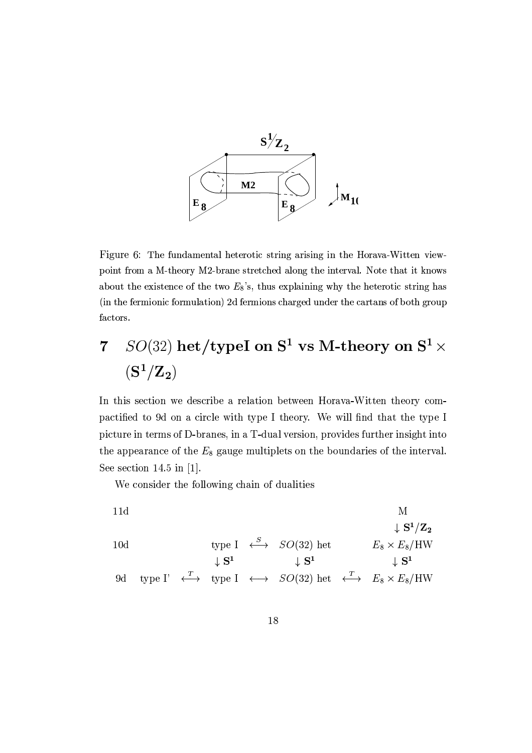Figure 6: The fundamental heterotic string arising in the Horava-Witten viewpoint from a M-theory M2-brane stretched along the interval. Note that it knows about the existence of the two $E_8$'s, thus explaining why the heterotic string has (in the fermionic formulation) 2d fermions charged under the cartans of both group factors.

# 7 $SO(32)$ het/typeI on $\mathbf{S^1}$ vs M-theory on $\mathbf{S^1} \times (\mathbf{S^1/Z_2})$

In this section we describe a relation between Horava-Witten theory compactified to 9d on a circle with type I theory. We will find that the type I picture in terms of D-branes, in a T-dual version, provides further insight into the appearance of the $E_8$ gauge multiplets on the boundaries of the interval. See section 14.5 in [1].

We consider the following chain of dualities

$$
\begin{array}{lccccccc}
\text{11d} & & & & & & & \text{M} \\
 & & & & & & & \downarrow \mathbf{S^1/Z_2} \\
\text{10d} & & & \text{type I} & \stackrel{S}{\longleftrightarrow} & SO(32)\ \text{het} & & E_8\times E_8/\text{HW} \\
 & & & \downarrow \mathbf{S^1} & & \downarrow \mathbf{S^1} & & \downarrow \mathbf{S^1} \\
\text{9d} & \text{type I'} & \stackrel{T}{\longleftrightarrow} & \text{type I} & \longleftrightarrow & SO(32)\ \text{het} & \stackrel{T}{\longleftrightarrow} & E_8\times E_8/\text{HW}
\end{array}
$$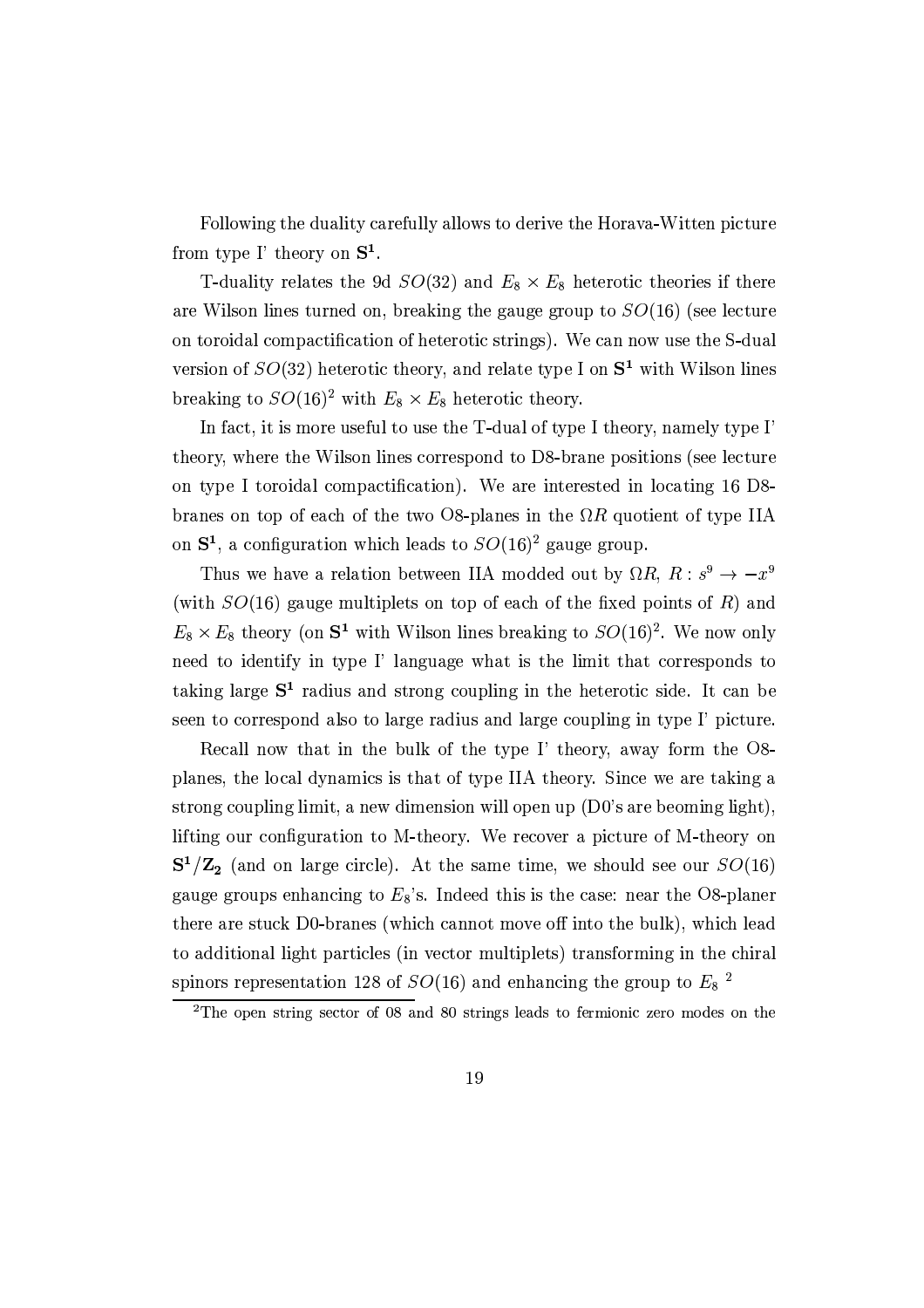Following the duality carefully allows to derive the Horava-Witten picture from type I' theory on $\mathbf{S^1}$.

T-duality relates the 9d $SO(32)$ and $E_8 \times E_8$ heterotic theories if there are Wilson lines turned on, breaking the gauge group to $SO(16)$ (see lecture on toroidal compactification of heterotic strings). We can now use the S-dual version of $SO(32)$ heterotic theory, and relate type I on $\mathbf{S^1}$ with Wilson lines breaking to $SO(16)^2$ with $E_8 \times E_8$ heterotic theory.

In fact, it is more useful to use the T-dual of type I theory, namely type I' theory, where the Wilson lines correspond to D8-brane positions (see lecture on type I toroidal compactification). We are interested in locating 16 D8-branes on top of each of the two O8-planes in the $\Omega R$ quotient of type IIA on $\mathbf{S^1}$, a configuration which leads to $SO(16)^2$ gauge group.

Thus we have a relation between IIA modded out by $\Omega R$, $R : s^9 \to -x^9$ (with $SO(16)$ gauge multiplets on top of each of the fixed points of $R$) and $E_8 \times E_8$ theory (on $\mathbf{S^1}$ with Wilson lines breaking to $SO(16)^2$. We now only need to identify in type I' language what is the limit that corresponds to taking large $\mathbf{S^1}$ radius and strong coupling in the heterotic side. It can be seen to correspond also to large radius and large coupling in type I' picture.

Recall now that in the bulk of the type I' theory, away form the O8-planes, the local dynamics is that of type IIA theory. Since we are taking a strong coupling limit, a new dimension will open up (D0's are beoming light), lifting our configuration to M-theory. We recover a picture of M-theory on $\mathbf{S^1/Z_2}$ (and on large circle). At the same time, we should see our $SO(16)$ gauge groups enhancing to $E_8$'s. Indeed this is the case: near the O8-planer there are stuck D0-branes (which cannot move off into the bulk), which lead to additional light particles (in vector multiplets) transforming in the chiral spinors representation 128 of $SO(16)$ and enhancing the group to $E_8$ [2]

[2] The open string sector of 08 and 80 strings leads to fermionic zero modes on the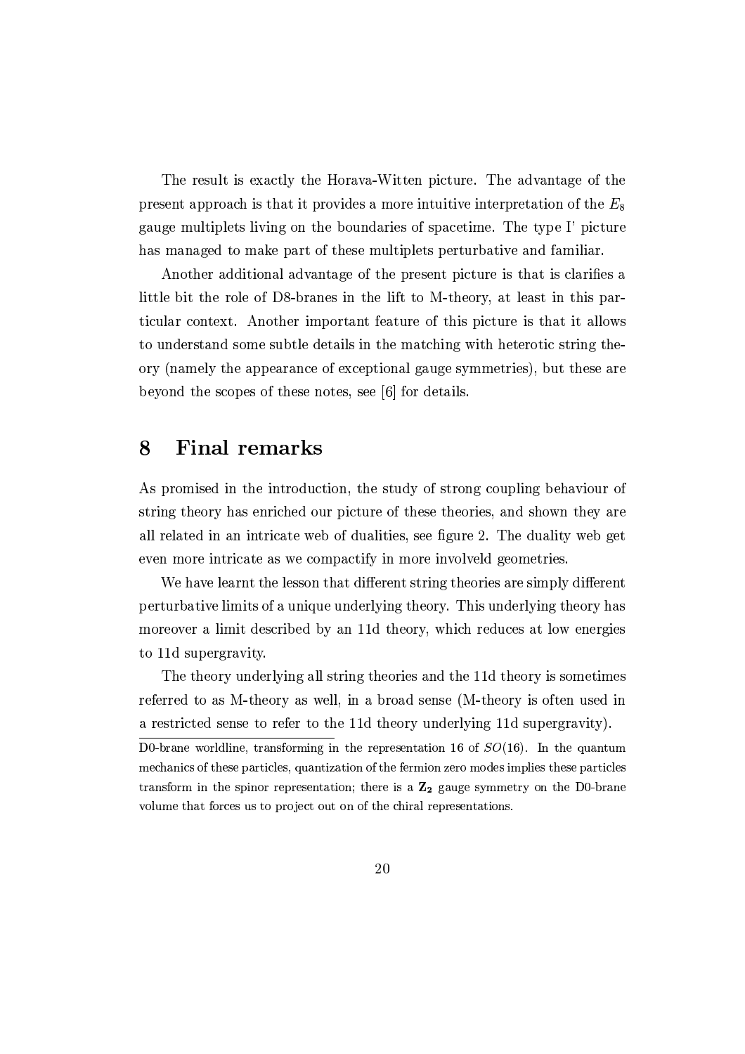The result is exactly the Horava-Witten picture. The advantage of the present approach is that it provides a more intuitive interpretation of the $E_8$ gauge multiplets living on the boundaries of spacetime. The type I' picture has managed to make part of these multiplets perturbative and familiar.

Another additional advantage of the present picture is that is clarifies a little bit the role of D8-branes in the lift to M-theory, at least in this particular context. Another important feature of this picture is that it allows to understand some subtle details in the matching with heterotic string theory (namely the appearance of exceptional gauge symmetries), but these are beyond the scopes of these notes, see [6] for details.

# 8 Final remarks

As promised in the introduction, the study of strong coupling behaviour of string theory has enriched our picture of these theories, and shown they are all related in an intricate web of dualities, see figure 2. The duality web get even more intricate as we compactify in more involveld geometries.

We have learnt the lesson that different string theories are simply different perturbative limits of a unique underlying theory. This underlying theory has moreover a limit described by an 11d theory, which reduces at low energies to 11d supergravity.

The theory underlying all string theories and the 11d theory is sometimes referred to as M-theory as well, in a broad sense (M-theory is often used in a restricted sense to refer to the 11d theory underlying 11d supergravity).

---

D0-brane worldline, transforming in the representation 16 of $SO(16)$. In the quantum mechanics of these particles, quantization of the fermion zero modes implies these particles transform in the spinor representation; there is a $\mathbf{Z_2}$ gauge symmetry on the D0-brane volume that forces us to project out on of the chiral representations.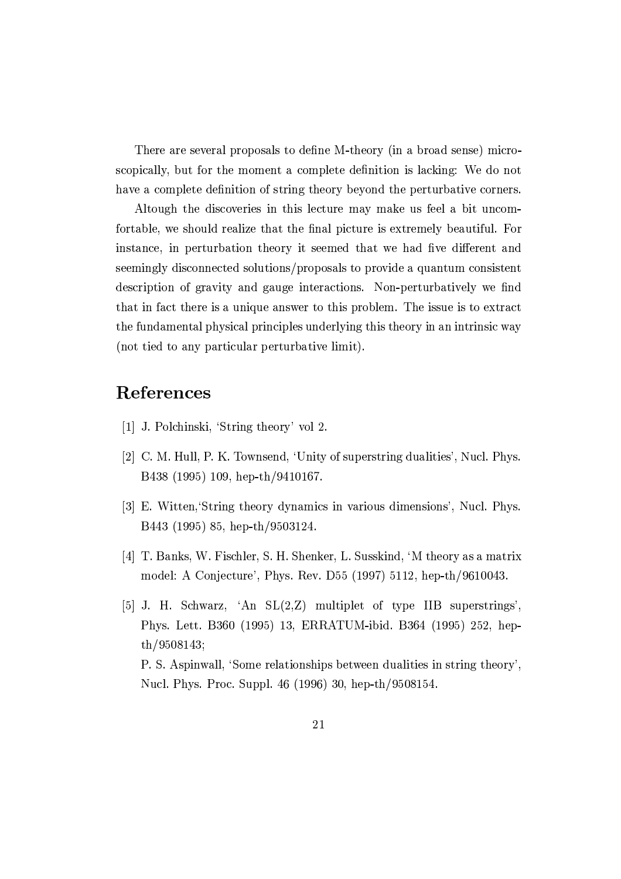There are several proposals to define M-theory (in a broad sense) microscopically, but for the moment a complete definition is lacking: We do not have a complete definition of string theory beyond the perturbative corners.

Altough the discoveries in this lecture may make us feel a bit uncomfortable, we should realize that the final picture is extremely beautiful. For instance, in perturbation theory it seemed that we had five different and seemingly disconnected solutions/proposals to provide a quantum consistent description of gravity and gauge interactions. Non-perturbatively we find that in fact there is a unique answer to this problem. The issue is to extract the fundamental physical principles underlying this theory in an intrinsic way (not tied to any particular perturbative limit).

## References

[1] J. Polchinski, 'String theory' vol 2.

[2] C. M. Hull, P. K. Townsend, 'Unity of superstring dualities', Nucl. Phys. B438 (1995) 109, hep-th/9410167.

[3] E. Witten,'String theory dynamics in various dimensions', Nucl. Phys. B443 (1995) 85, hep-th/9503124.

[4] T. Banks, W. Fischler, S. H. Shenker, L. Susskind, 'M theory as a matrix model: A Conjecture', Phys. Rev. D55 (1997) 5112, hep-th/9610043.

[5] J. H. Schwarz, 'An SL(2,Z) multiplet of type IIB superstrings', Phys. Lett. B360 (1995) 13, ERRATUM-ibid. B364 (1995) 252, hep-th/9508143;
P. S. Aspinwall, 'Some relationships between dualities in string theory', Nucl. Phys. Proc. Suppl. 46 (1996) 30, hep-th/9508154.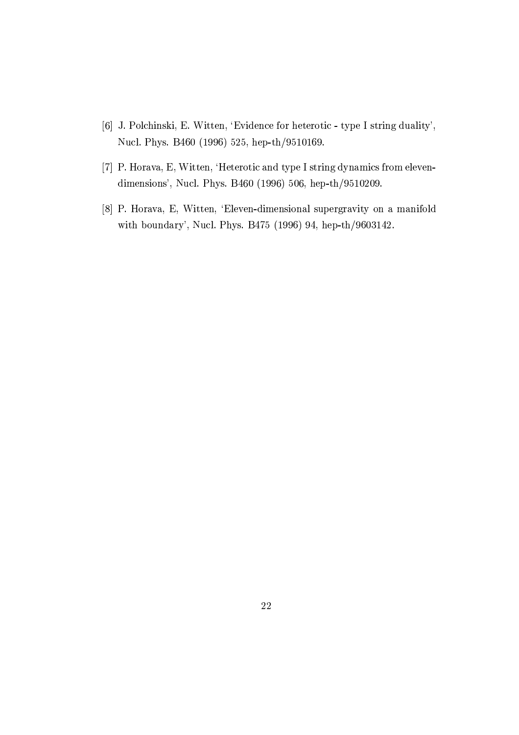[6] J. Polchinski, E. Witten, 'Evidence for heterotic - type I string duality', Nucl. Phys. B460 (1996) 525, hep-th/9510169.

[7] P. Horava, E, Witten, 'Heterotic and type I string dynamics from eleven-dimensions', Nucl. Phys. B460 (1996) 506, hep-th/9510209.

[8] P. Horava, E, Witten, 'Eleven-dimensional supergravity on a manifold with boundary', Nucl. Phys. B475 (1996) 94, hep-th/9603142.